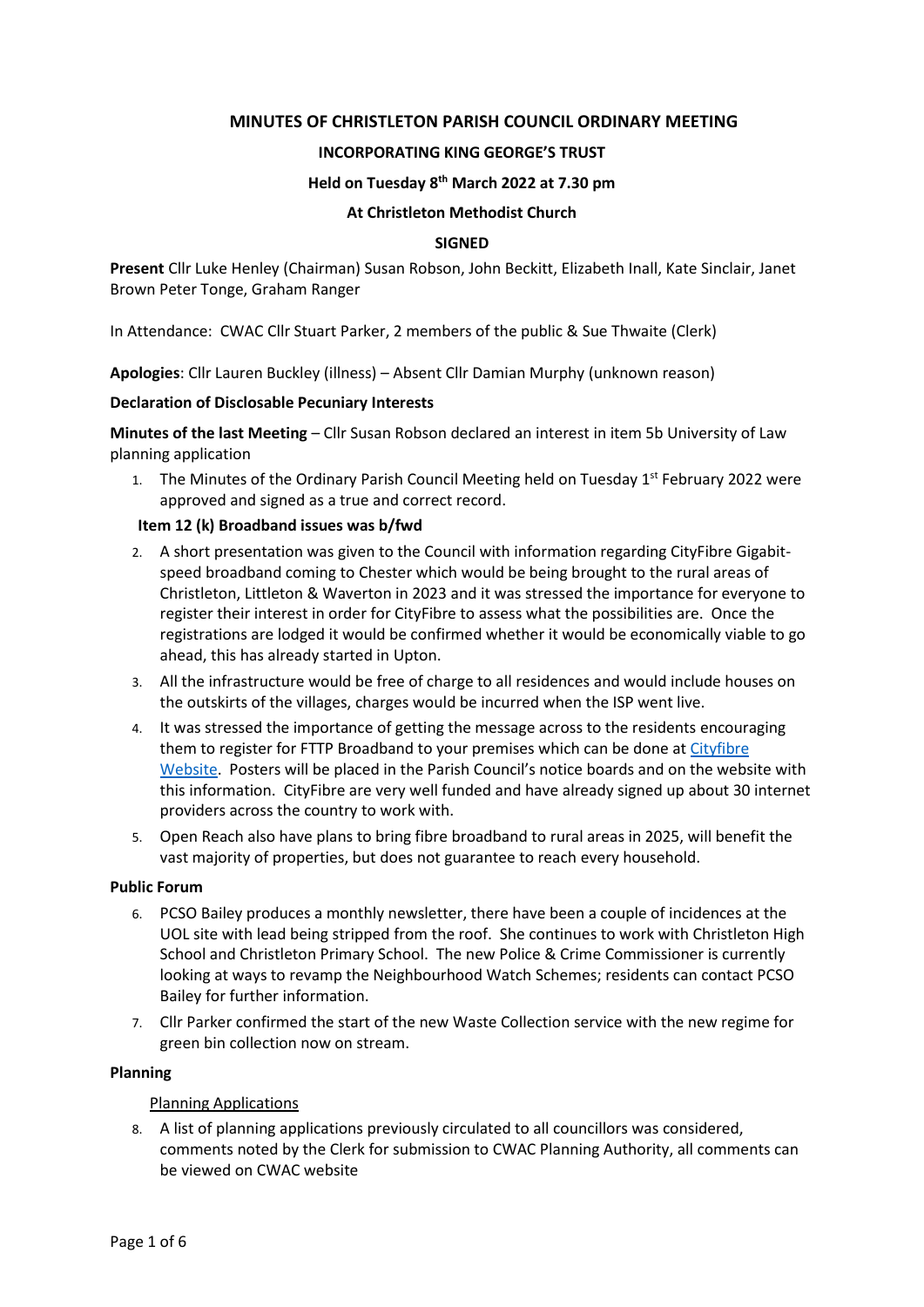# MINUTES OF CHRISTLETON PARISH COUNCIL ORDINARY MEETING

## INCORPORATING KING GEORGE'S TRUST

### Held on Tuesday 8th March 2022 at 7.30 pm

### At Christleton Methodist Church

### SIGNED

**Present** Cllr Luke Henley (Chairman) Susan Robson, John Beckitt, Elizabeth Inall, Kate Sinclair, Janet Brown Peter Tonge, Graham Ranger

In Attendance: CWAC Cllr Stuart Parker, 2 members of the public & Sue Thwaite (Clerk)

**Apologies**: Cllr Lauren Buckley (illness) – Absent Cllr Damian Murphy (unknown reason)

**Declaration of Disclosable Pecuniary Interests**

**Minutes of the last Meeting** – Cllr Susan Robson declared an interest in item 5b University of Law planning application

1. The Minutes of the Ordinary Parish Council Meeting held on Tuesday 1st February 2022 were approved and signed as a true and correct record.

**Item 12 (k) Broadband issues was b/fwd**

2. A short presentation was given to the Council with information regarding CityFibre Gigabit-speed broadband coming to Chester which would be being brought to the rural areas of Christleton, Littleton & Waverton in 2023 and it was stressed the importance for everyone to register their interest in order for CityFibre to assess what the possibilities are. Once the registrations are lodged it would be confirmed whether it would be economically viable to go ahead, this has already started in Upton.
3. All the infrastructure would be free of charge to all residences and would include houses on the outskirts of the villages, charges would be incurred when the ISP went live.
4. It was stressed the importance of getting the message across to the residents encouraging them to register for FTTP Broadband to your premises which can be done at Cityfibre Website. Posters will be placed in the Parish Council's notice boards and on the website with this information. CityFibre are very well funded and have already signed up about 30 internet providers across the country to work with.
5. Open Reach also have plans to bring fibre broadband to rural areas in 2025, will benefit the vast majority of properties, but does not guarantee to reach every household.

**Public Forum**

6. PCSO Bailey produces a monthly newsletter, there have been a couple of incidences at the UOL site with lead being stripped from the roof. She continues to work with Christleton High School and Christleton Primary School. The new Police & Crime Commissioner is currently looking at ways to revamp the Neighbourhood Watch Schemes; residents can contact PCSO Bailey for further information.
7. Cllr Parker confirmed the start of the new Waste Collection service with the new regime for green bin collection now on stream.

**Planning**

Planning Applications

8. A list of planning applications previously circulated to all councillors was considered, comments noted by the Clerk for submission to CWAC Planning Authority, all comments can be viewed on CWAC website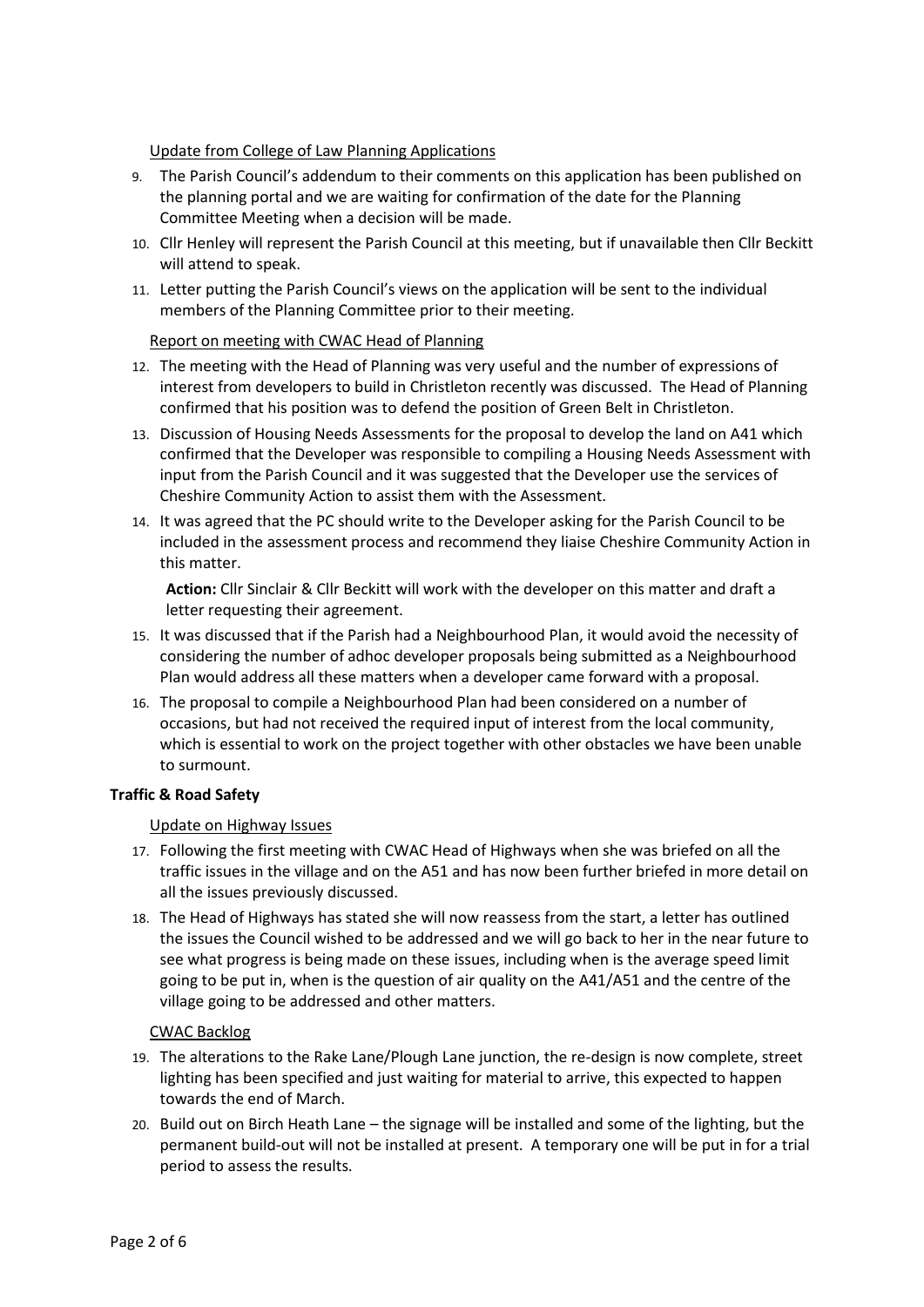Update from College of Law Planning Applications

9. The Parish Council's addendum to their comments on this application has been published on the planning portal and we are waiting for confirmation of the date for the Planning Committee Meeting when a decision will be made.
10. Cllr Henley will represent the Parish Council at this meeting, but if unavailable then Cllr Beckitt will attend to speak.
11. Letter putting the Parish Council's views on the application will be sent to the individual members of the Planning Committee prior to their meeting.

Report on meeting with CWAC Head of Planning

12. The meeting with the Head of Planning was very useful and the number of expressions of interest from developers to build in Christleton recently was discussed. The Head of Planning confirmed that his position was to defend the position of Green Belt in Christleton.
13. Discussion of Housing Needs Assessments for the proposal to develop the land on A41 which confirmed that the Developer was responsible to compiling a Housing Needs Assessment with input from the Parish Council and it was suggested that the Developer use the services of Cheshire Community Action to assist them with the Assessment.
14. It was agreed that the PC should write to the Developer asking for the Parish Council to be included in the assessment process and recommend they liaise Cheshire Community Action in this matter.

    **Action:** Cllr Sinclair & Cllr Beckitt will work with the developer on this matter and draft a letter requesting their agreement.

15. It was discussed that if the Parish had a Neighbourhood Plan, it would avoid the necessity of considering the number of adhoc developer proposals being submitted as a Neighbourhood Plan would address all these matters when a developer came forward with a proposal.
16. The proposal to compile a Neighbourhood Plan had been considered on a number of occasions, but had not received the required input of interest from the local community, which is essential to work on the project together with other obstacles we have been unable to surmount.

**Traffic & Road Safety**

Update on Highway Issues

17. Following the first meeting with CWAC Head of Highways when she was briefed on all the traffic issues in the village and on the A51 and has now been further briefed in more detail on all the issues previously discussed.
18. The Head of Highways has stated she will now reassess from the start, a letter has outlined the issues the Council wished to be addressed and we will go back to her in the near future to see what progress is being made on these issues, including when is the average speed limit going to be put in, when is the question of air quality on the A41/A51 and the centre of the village going to be addressed and other matters.

CWAC Backlog

19. The alterations to the Rake Lane/Plough Lane junction, the re-design is now complete, street lighting has been specified and just waiting for material to arrive, this expected to happen towards the end of March.
20. Build out on Birch Heath Lane – the signage will be installed and some of the lighting, but the permanent build-out will not be installed at present. A temporary one will be put in for a trial period to assess the results.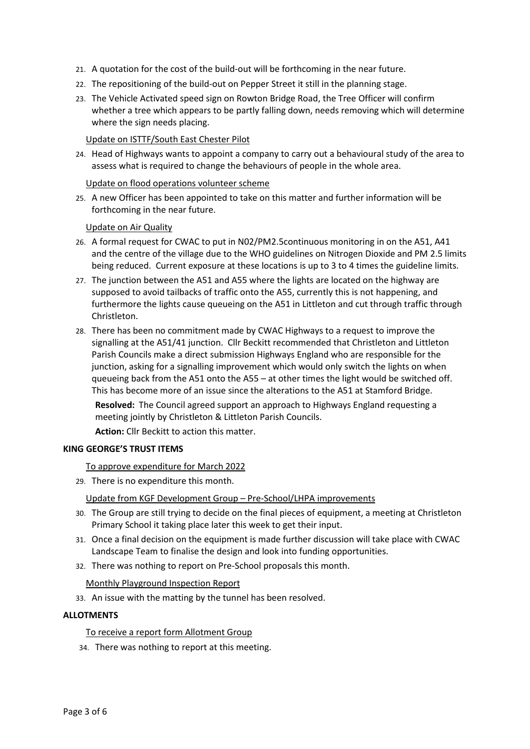21. A quotation for the cost of the build-out will be forthcoming in the near future.
22. The repositioning of the build-out on Pepper Street it still in the planning stage.
23. The Vehicle Activated speed sign on Rowton Bridge Road, the Tree Officer will confirm whether a tree which appears to be partly falling down, needs removing which will determine where the sign needs placing.

Update on ISTTF/South East Chester Pilot

24. Head of Highways wants to appoint a company to carry out a behavioural study of the area to assess what is required to change the behaviours of people in the whole area.

Update on flood operations volunteer scheme

25. A new Officer has been appointed to take on this matter and further information will be forthcoming in the near future.

Update on Air Quality

26. A formal request for CWAC to put in N02/PM2.5continuous monitoring in on the A51, A41 and the centre of the village due to the WHO guidelines on Nitrogen Dioxide and PM 2.5 limits being reduced. Current exposure at these locations is up to 3 to 4 times the guideline limits.
27. The junction between the A51 and A55 where the lights are located on the highway are supposed to avoid tailbacks of traffic onto the A55, currently this is not happening, and furthermore the lights cause queueing on the A51 in Littleton and cut through traffic through Christleton.
28. There has been no commitment made by CWAC Highways to a request to improve the signalling at the A51/41 junction. Cllr Beckitt recommended that Christleton and Littleton Parish Councils make a direct submission Highways England who are responsible for the junction, asking for a signalling improvement which would only switch the lights on when queueing back from the A51 onto the A55 – at other times the light would be switched off. This has become more of an issue since the alterations to the A51 at Stamford Bridge.

**Resolved:** The Council agreed support an approach to Highways England requesting a meeting jointly by Christleton & Littleton Parish Councils.

**Action:** Cllr Beckitt to action this matter.

**KING GEORGE'S TRUST ITEMS**

To approve expenditure for March 2022

29. There is no expenditure this month.

Update from KGF Development Group – Pre-School/LHPA improvements

30. The Group are still trying to decide on the final pieces of equipment, a meeting at Christleton Primary School it taking place later this week to get their input.
31. Once a final decision on the equipment is made further discussion will take place with CWAC Landscape Team to finalise the design and look into funding opportunities.
32. There was nothing to report on Pre-School proposals this month.

Monthly Playground Inspection Report

33. An issue with the matting by the tunnel has been resolved.

**ALLOTMENTS**

To receive a report form Allotment Group

34. There was nothing to report at this meeting.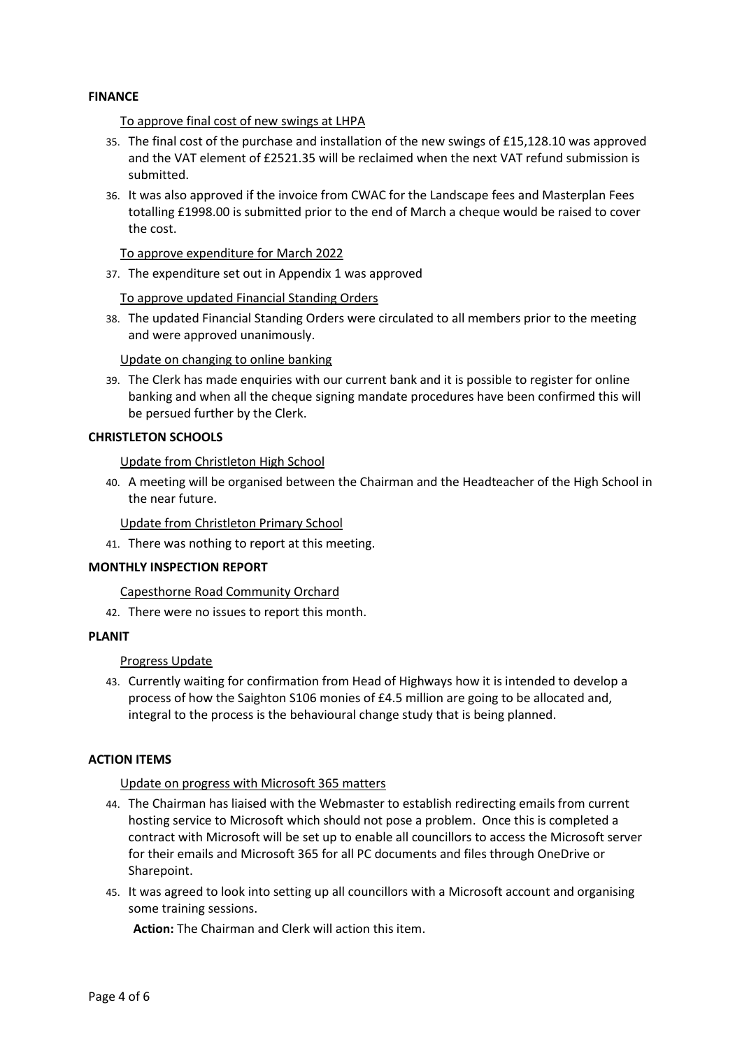**FINANCE**

To approve final cost of new swings at LHPA

35. The final cost of the purchase and installation of the new swings of £15,128.10 was approved and the VAT element of £2521.35 will be reclaimed when the next VAT refund submission is submitted.
36. It was also approved if the invoice from CWAC for the Landscape fees and Masterplan Fees totalling £1998.00 is submitted prior to the end of March a cheque would be raised to cover the cost.

To approve expenditure for March 2022

37. The expenditure set out in Appendix 1 was approved

To approve updated Financial Standing Orders

38. The updated Financial Standing Orders were circulated to all members prior to the meeting and were approved unanimously.

Update on changing to online banking

39. The Clerk has made enquiries with our current bank and it is possible to register for online banking and when all the cheque signing mandate procedures have been confirmed this will be persued further by the Clerk.

**CHRISTLETON SCHOOLS**

Update from Christleton High School

40. A meeting will be organised between the Chairman and the Headteacher of the High School in the near future.

Update from Christleton Primary School

41. There was nothing to report at this meeting.

**MONTHLY INSPECTION REPORT**

Capesthorne Road Community Orchard

42. There were no issues to report this month.

**PLANIT**

Progress Update

43. Currently waiting for confirmation from Head of Highways how it is intended to develop a process of how the Saighton S106 monies of £4.5 million are going to be allocated and, integral to the process is the behavioural change study that is being planned.

**ACTION ITEMS**

Update on progress with Microsoft 365 matters

44. The Chairman has liaised with the Webmaster to establish redirecting emails from current hosting service to Microsoft which should not pose a problem. Once this is completed a contract with Microsoft will be set up to enable all councillors to access the Microsoft server for their emails and Microsoft 365 for all PC documents and files through OneDrive or Sharepoint.
45. It was agreed to look into setting up all councillors with a Microsoft account and organising some training sessions.

    **Action:** The Chairman and Clerk will action this item.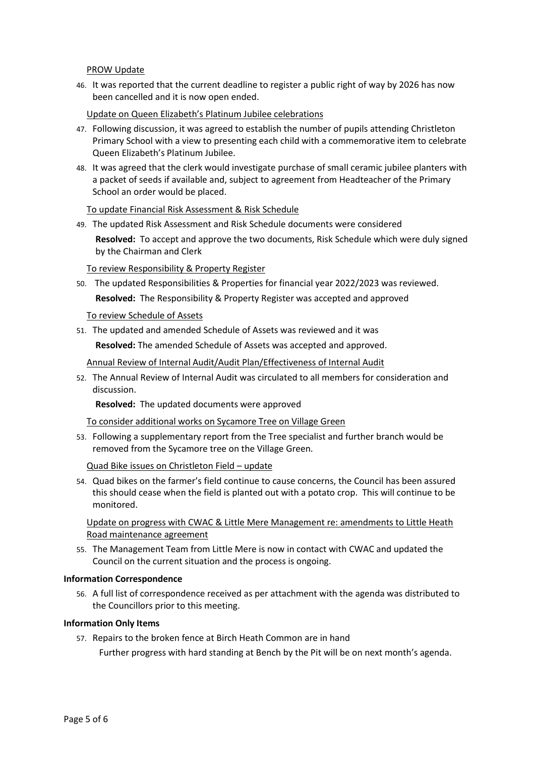PROW Update

46. It was reported that the current deadline to register a public right of way by 2026 has now been cancelled and it is now open ended.

Update on Queen Elizabeth's Platinum Jubilee celebrations

47. Following discussion, it was agreed to establish the number of pupils attending Christleton Primary School with a view to presenting each child with a commemorative item to celebrate Queen Elizabeth's Platinum Jubilee.
48. It was agreed that the clerk would investigate purchase of small ceramic jubilee planters with a packet of seeds if available and, subject to agreement from Headteacher of the Primary School an order would be placed.

To update Financial Risk Assessment & Risk Schedule

49. The updated Risk Assessment and Risk Schedule documents were considered

    **Resolved:** To accept and approve the two documents, Risk Schedule which were duly signed by the Chairman and Clerk

To review Responsibility & Property Register

50. The updated Responsibilities & Properties for financial year 2022/2023 was reviewed.

    **Resolved:** The Responsibility & Property Register was accepted and approved

To review Schedule of Assets

51. The updated and amended Schedule of Assets was reviewed and it was

    **Resolved:** The amended Schedule of Assets was accepted and approved.

Annual Review of Internal Audit/Audit Plan/Effectiveness of Internal Audit

52. The Annual Review of Internal Audit was circulated to all members for consideration and discussion.

    **Resolved:** The updated documents were approved

To consider additional works on Sycamore Tree on Village Green

53. Following a supplementary report from the Tree specialist and further branch would be removed from the Sycamore tree on the Village Green.

Quad Bike issues on Christleton Field – update

54. Quad bikes on the farmer's field continue to cause concerns, the Council has been assured this should cease when the field is planted out with a potato crop. This will continue to be monitored.

Update on progress with CWAC & Little Mere Management re: amendments to Little Heath Road maintenance agreement

55. The Management Team from Little Mere is now in contact with CWAC and updated the Council on the current situation and the process is ongoing.

**Information Correspondence**

56. A full list of correspondence received as per attachment with the agenda was distributed to the Councillors prior to this meeting.

**Information Only Items**

57. Repairs to the broken fence at Birch Heath Common are in hand

    Further progress with hard standing at Bench by the Pit will be on next month's agenda.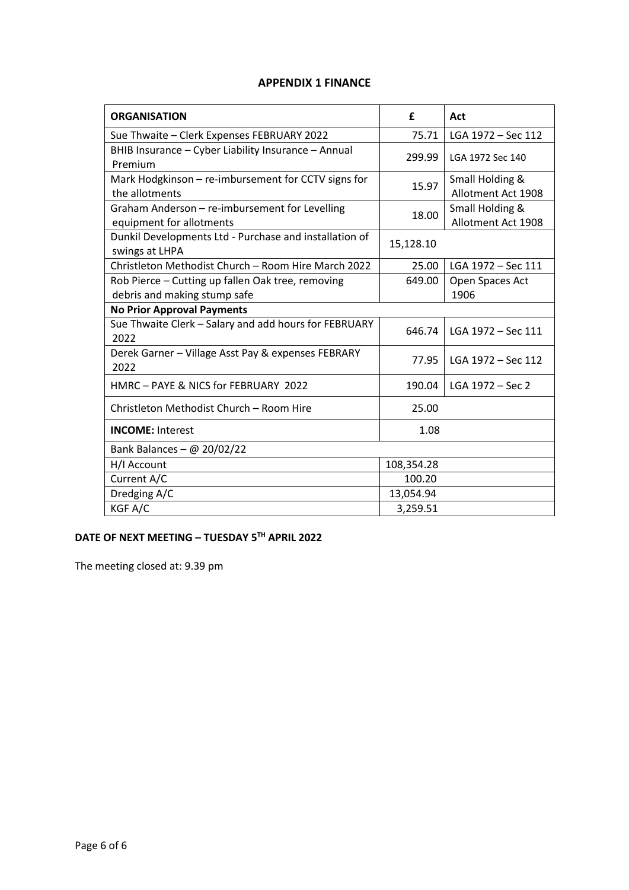## APPENDIX 1 FINANCE

| ORGANISATION | £ | Act |
|---|---|---|
| Sue Thwaite – Clerk Expenses FEBRUARY 2022 | 75.71 | LGA 1972 – Sec 112 |
| BHIB Insurance – Cyber Liability Insurance – Annual Premium | 299.99 | LGA 1972 Sec 140 |
| Mark Hodgkinson – re-imbursement for CCTV signs for the allotments | 15.97 | Small Holding & Allotment Act 1908 |
| Graham Anderson – re-imbursement for Levelling equipment for allotments | 18.00 | Small Holding & Allotment Act 1908 |
| Dunkil Developments Ltd - Purchase and installation of swings at LHPA | 15,128.10 | |
| Christleton Methodist Church – Room Hire March 2022 | 25.00 | LGA 1972 – Sec 111 |
| Rob Pierce – Cutting up fallen Oak tree, removing debris and making stump safe | 649.00 | Open Spaces Act 1906 |
| **No Prior Approval Payments** | | |
| Sue Thwaite Clerk – Salary and add hours for FEBRUARY 2022 | 646.74 | LGA 1972 – Sec 111 |
| Derek Garner – Village Asst Pay & expenses FEBRARY 2022 | 77.95 | LGA 1972 – Sec 112 |
| HMRC – PAYE & NICS for FEBRUARY 2022 | 190.04 | LGA 1972 – Sec 2 |
| Christleton Methodist Church – Room Hire | 25.00 | |
| **INCOME:** Interest | 1.08 | |
| Bank Balances – @ 20/02/22 | | |
| H/I Account | 108,354.28 | |
| Current A/C | 100.20 | |
| Dredging A/C | 13,054.94 | |
| KGF A/C | 3,259.51 | |

**DATE OF NEXT MEETING – TUESDAY 5TH APRIL 2022**

The meeting closed at: 9.39 pm